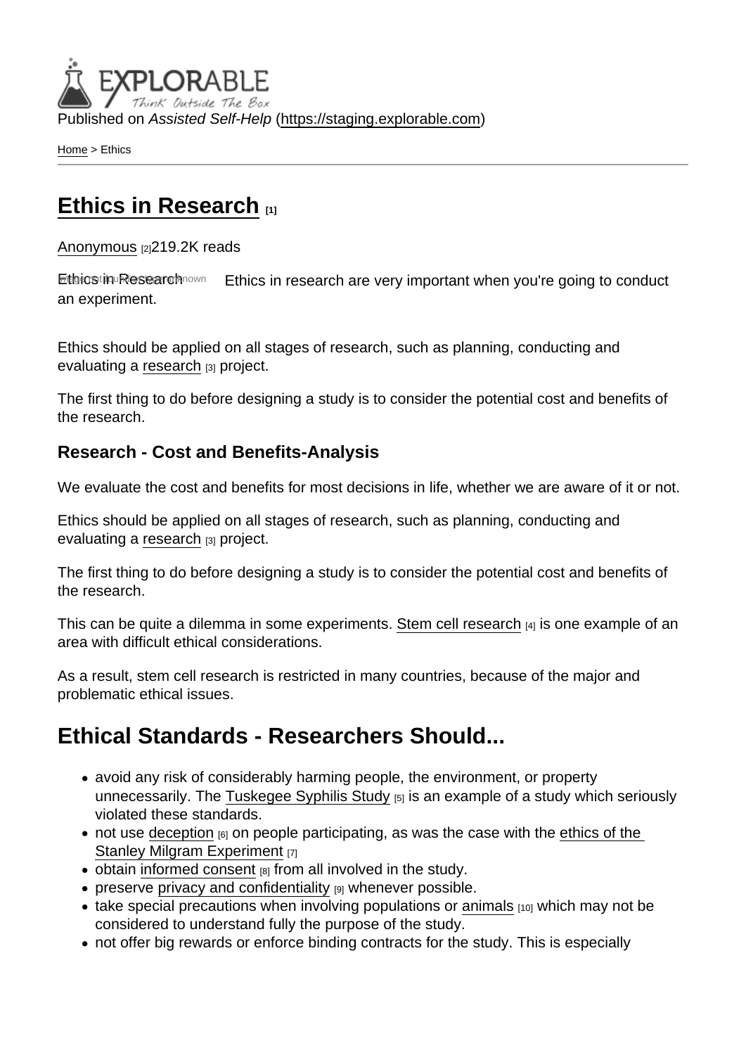Published on *Assisted Self-Help* (https://staging.explorable.com)

Home > Ethics

# Ethics in Research [1]

Anonymous [2]219.2K reads

Ethics in Research Ethics in research are very important when you're going to conduct an experiment.

Ethics should be applied on all stages of research, such as planning, conducting and evaluating a research [3] project.

The first thing to do before designing a study is to consider the potential cost and benefits of the research.

### Research - Cost and Benefits-Analysis

We evaluate the cost and benefits for most decisions in life, whether we are aware of it or not.

Ethics should be applied on all stages of research, such as planning, conducting and evaluating a research [3] project.

The first thing to do before designing a study is to consider the potential cost and benefits of the research.

This can be quite a dilemma in some experiments. Stem cell research [4] is one example of an area with difficult ethical considerations.

As a result, stem cell research is restricted in many countries, because of the major and problematic ethical issues.

## Ethical Standards - Researchers Should...

- avoid any risk of considerably harming people, the environment, or property unnecessarily. The Tuskegee Syphilis Study [5] is an example of a study which seriously violated these standards.
- not use deception [6] on people participating, as was the case with the ethics of the Stanley Milgram Experiment [7]
- obtain informed consent [8] from all involved in the study.
- preserve privacy and confidentiality [9] whenever possible.
- take special precautions when involving populations or animals [10] which may not be considered to understand fully the purpose of the study.
- not offer big rewards or enforce binding contracts for the study. This is especially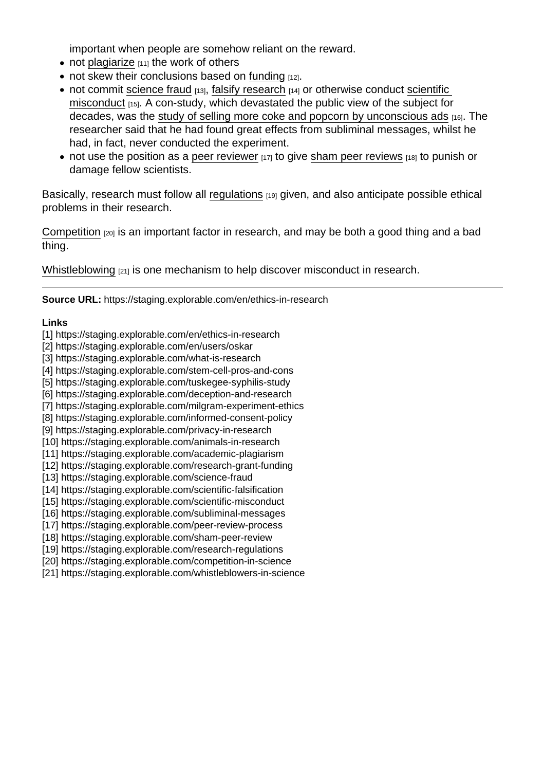important when people are somehow reliant on the reward.

- not plagiarize [11] the work of others
- not skew their conclusions based on funding [12].
- not commit science fraud [13], falsify research [14] or otherwise conduct scientific misconduct [15]. A con-study, which devastated the public view of the subject for decades, was the study of selling more coke and popcorn by unconscious ads [16]. The researcher said that he had found great effects from subliminal messages, whilst he had, in fact, never conducted the experiment.
- not use the position as a peer reviewer [17] to give sham peer reviews [18] to punish or damage fellow scientists.

Basically, research must follow all regulations [19] given, and also anticipate possible ethical problems in their research.

Competition [20] is an important factor in research, and may be both a good thing and a bad thing.

Whistleblowing [21] is one mechanism to help discover misconduct in research.

---

**Source URL:** https://staging.explorable.com/en/ethics-in-research

**Links**
[1] https://staging.explorable.com/en/ethics-in-research
[2] https://staging.explorable.com/en/users/oskar
[3] https://staging.explorable.com/what-is-research
[4] https://staging.explorable.com/stem-cell-pros-and-cons
[5] https://staging.explorable.com/tuskegee-syphilis-study
[6] https://staging.explorable.com/deception-and-research
[7] https://staging.explorable.com/milgram-experiment-ethics
[8] https://staging.explorable.com/informed-consent-policy
[9] https://staging.explorable.com/privacy-in-research
[10] https://staging.explorable.com/animals-in-research
[11] https://staging.explorable.com/academic-plagiarism
[12] https://staging.explorable.com/research-grant-funding
[13] https://staging.explorable.com/science-fraud
[14] https://staging.explorable.com/scientific-falsification
[15] https://staging.explorable.com/scientific-misconduct
[16] https://staging.explorable.com/subliminal-messages
[17] https://staging.explorable.com/peer-review-process
[18] https://staging.explorable.com/sham-peer-review
[19] https://staging.explorable.com/research-regulations
[20] https://staging.explorable.com/competition-in-science
[21] https://staging.explorable.com/whistleblowers-in-science